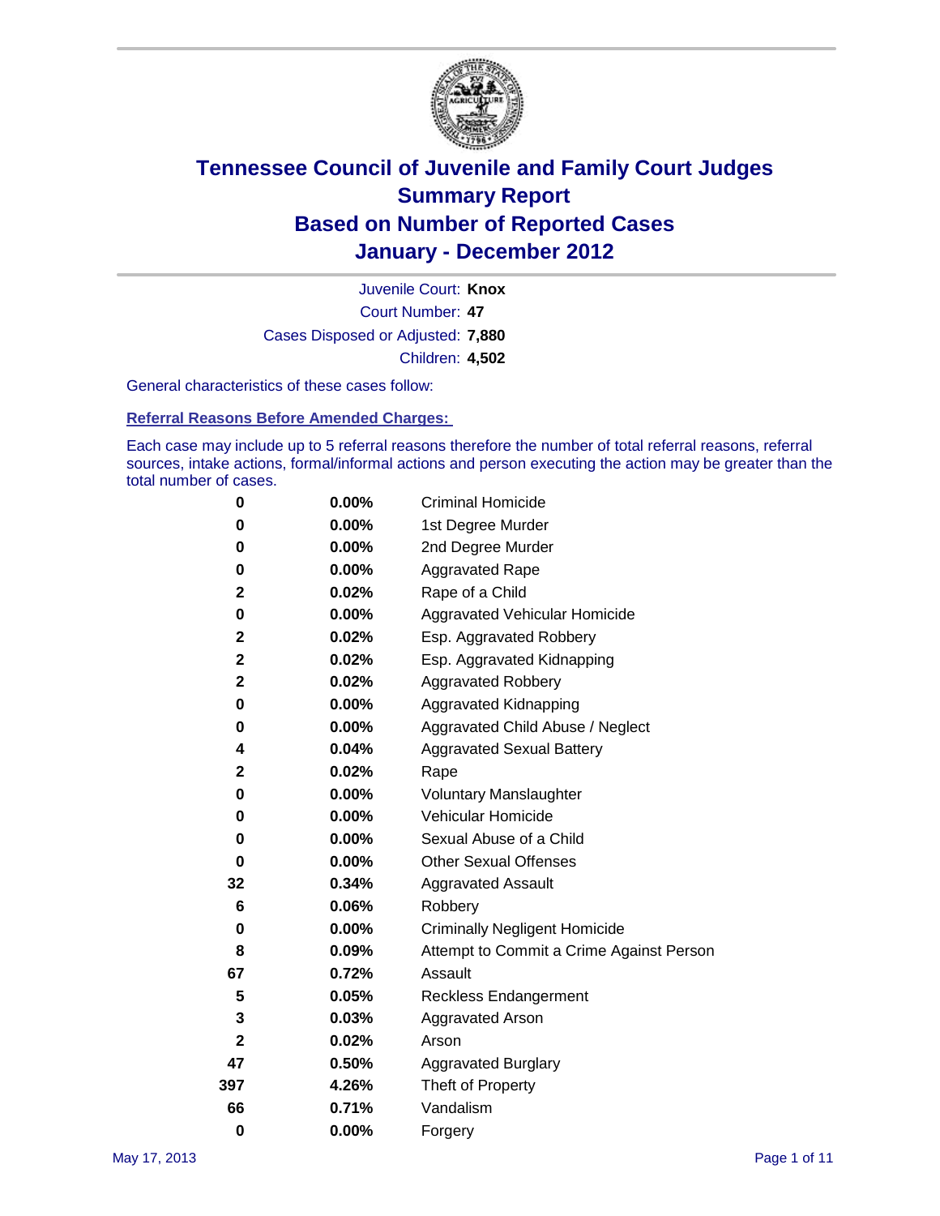# Tennessee Council of Juvenile and Family Court Judges
# Summary Report
# Based on Number of Reported Cases
# January - December 2012

Juvenile Court: **Knox**
Court Number: **47**
Cases Disposed or Adjusted: **7,880**
Children: **4,502**

General characteristics of these cases follow:

## Referral Reasons Before Amended Charges:

Each case may include up to 5 referral reasons therefore the number of total referral reasons, referral sources, intake actions, formal/informal actions and person executing the action may be greater than the total number of cases.

| | | |
|---|---|---|
| 0 | 0.00% | Criminal Homicide |
| 0 | 0.00% | 1st Degree Murder |
| 0 | 0.00% | 2nd Degree Murder |
| 0 | 0.00% | Aggravated Rape |
| 2 | 0.02% | Rape of a Child |
| 0 | 0.00% | Aggravated Vehicular Homicide |
| 2 | 0.02% | Esp. Aggravated Robbery |
| 2 | 0.02% | Esp. Aggravated Kidnapping |
| 2 | 0.02% | Aggravated Robbery |
| 0 | 0.00% | Aggravated Kidnapping |
| 0 | 0.00% | Aggravated Child Abuse / Neglect |
| 4 | 0.04% | Aggravated Sexual Battery |
| 2 | 0.02% | Rape |
| 0 | 0.00% | Voluntary Manslaughter |
| 0 | 0.00% | Vehicular Homicide |
| 0 | 0.00% | Sexual Abuse of a Child |
| 0 | 0.00% | Other Sexual Offenses |
| 32 | 0.34% | Aggravated Assault |
| 6 | 0.06% | Robbery |
| 0 | 0.00% | Criminally Negligent Homicide |
| 8 | 0.09% | Attempt to Commit a Crime Against Person |
| 67 | 0.72% | Assault |
| 5 | 0.05% | Reckless Endangerment |
| 3 | 0.03% | Aggravated Arson |
| 2 | 0.02% | Arson |
| 47 | 0.50% | Aggravated Burglary |
| 397 | 4.26% | Theft of Property |
| 66 | 0.71% | Vandalism |
| 0 | 0.00% | Forgery |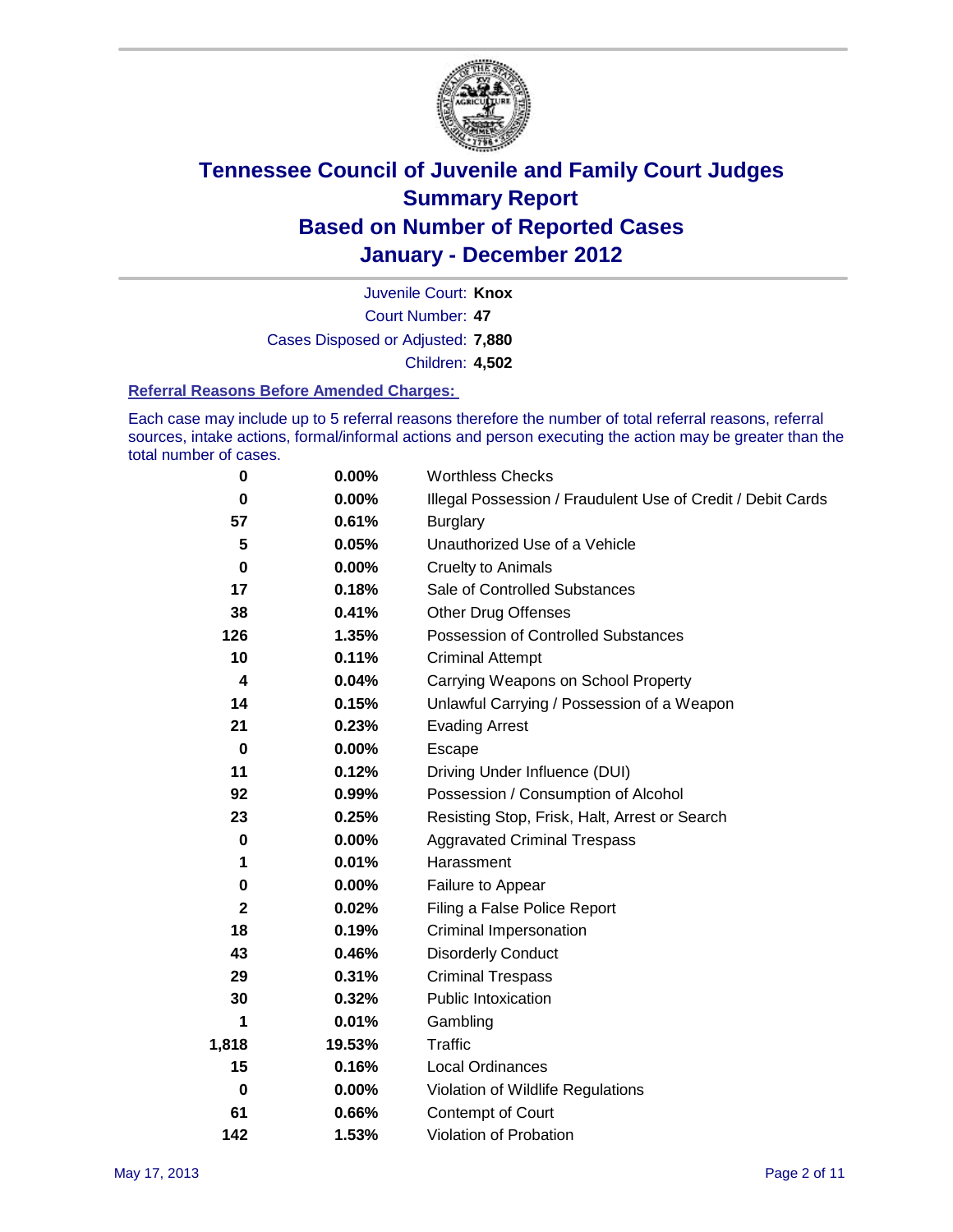# Tennessee Council of Juvenile and Family Court Judges
## Summary Report
## Based on Number of Reported Cases
## January - December 2012

Juvenile Court: **Knox**
Court Number: **47**
Cases Disposed or Adjusted: **7,880**
Children: **4,502**

### Referral Reasons Before Amended Charges:

Each case may include up to 5 referral reasons therefore the number of total referral reasons, referral sources, intake actions, formal/informal actions and person executing the action may be greater than the total number of cases.

| Count | Percent | Referral Reason |
|---|---|---|
| 0 | 0.00% | Worthless Checks |
| 0 | 0.00% | Illegal Possession / Fraudulent Use of Credit / Debit Cards |
| 57 | 0.61% | Burglary |
| 5 | 0.05% | Unauthorized Use of a Vehicle |
| 0 | 0.00% | Cruelty to Animals |
| 17 | 0.18% | Sale of Controlled Substances |
| 38 | 0.41% | Other Drug Offenses |
| 126 | 1.35% | Possession of Controlled Substances |
| 10 | 0.11% | Criminal Attempt |
| 4 | 0.04% | Carrying Weapons on School Property |
| 14 | 0.15% | Unlawful Carrying / Possession of a Weapon |
| 21 | 0.23% | Evading Arrest |
| 0 | 0.00% | Escape |
| 11 | 0.12% | Driving Under Influence (DUI) |
| 92 | 0.99% | Possession / Consumption of Alcohol |
| 23 | 0.25% | Resisting Stop, Frisk, Halt, Arrest or Search |
| 0 | 0.00% | Aggravated Criminal Trespass |
| 1 | 0.01% | Harassment |
| 0 | 0.00% | Failure to Appear |
| 2 | 0.02% | Filing a False Police Report |
| 18 | 0.19% | Criminal Impersonation |
| 43 | 0.46% | Disorderly Conduct |
| 29 | 0.31% | Criminal Trespass |
| 30 | 0.32% | Public Intoxication |
| 1 | 0.01% | Gambling |
| 1,818 | 19.53% | Traffic |
| 15 | 0.16% | Local Ordinances |
| 0 | 0.00% | Violation of Wildlife Regulations |
| 61 | 0.66% | Contempt of Court |
| 142 | 1.53% | Violation of Probation |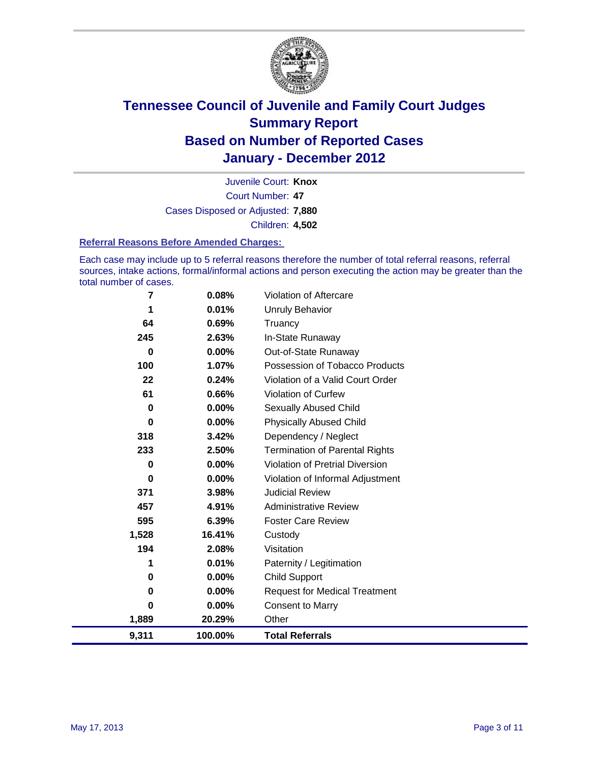# Tennessee Council of Juvenile and Family Court Judges
# Summary Report
# Based on Number of Reported Cases
# January - December 2012

Juvenile Court: **Knox**

Court Number: **47**

Cases Disposed or Adjusted: **7,880**

Children: **4,502**

### Referral Reasons Before Amended Charges:

Each case may include up to 5 referral reasons therefore the number of total referral reasons, referral sources, intake actions, formal/informal actions and person executing the action may be greater than the total number of cases.

| | | |
|---|---|---|
| 7 | 0.08% | Violation of Aftercare |
| 1 | 0.01% | Unruly Behavior |
| 64 | 0.69% | Truancy |
| 245 | 2.63% | In-State Runaway |
| 0 | 0.00% | Out-of-State Runaway |
| 100 | 1.07% | Possession of Tobacco Products |
| 22 | 0.24% | Violation of a Valid Court Order |
| 61 | 0.66% | Violation of Curfew |
| 0 | 0.00% | Sexually Abused Child |
| 0 | 0.00% | Physically Abused Child |
| 318 | 3.42% | Dependency / Neglect |
| 233 | 2.50% | Termination of Parental Rights |
| 0 | 0.00% | Violation of Pretrial Diversion |
| 0 | 0.00% | Violation of Informal Adjustment |
| 371 | 3.98% | Judicial Review |
| 457 | 4.91% | Administrative Review |
| 595 | 6.39% | Foster Care Review |
| 1,528 | 16.41% | Custody |
| 194 | 2.08% | Visitation |
| 1 | 0.01% | Paternity / Legitimation |
| 0 | 0.00% | Child Support |
| 0 | 0.00% | Request for Medical Treatment |
| 0 | 0.00% | Consent to Marry |
| 1,889 | 20.29% | Other |
| **9,311** | **100.00%** | **Total Referrals** |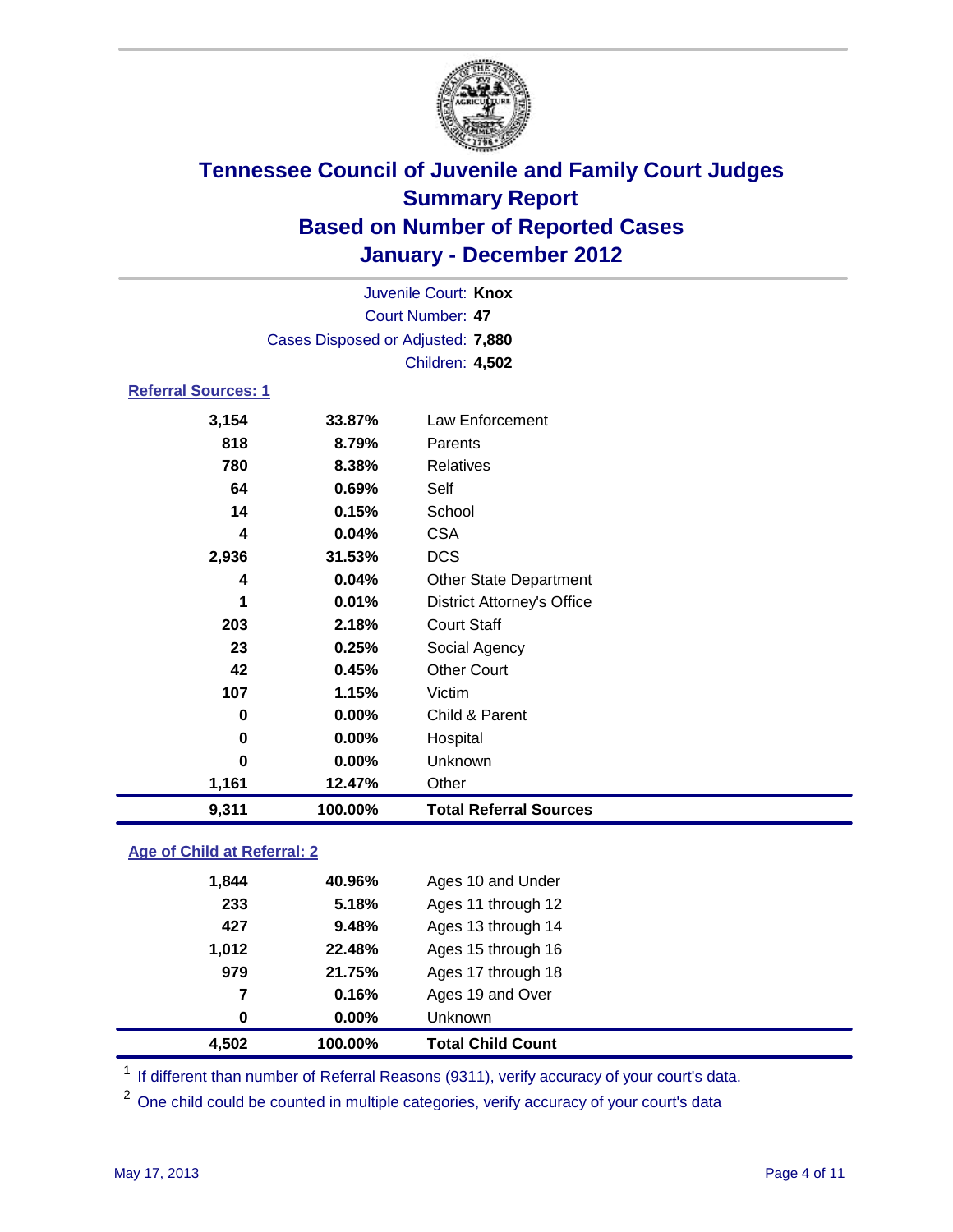# Tennessee Council of Juvenile and Family Court Judges
## Summary Report
## Based on Number of Reported Cases
## January - December 2012

Juvenile Court: **Knox**
Court Number: **47**
Cases Disposed or Adjusted: **7,880**
Children: **4,502**

### Referral Sources: 1

| | | |
|---|---|---|
| 3,154 | 33.87% | Law Enforcement |
| 818 | 8.79% | Parents |
| 780 | 8.38% | Relatives |
| 64 | 0.69% | Self |
| 14 | 0.15% | School |
| 4 | 0.04% | CSA |
| 2,936 | 31.53% | DCS |
| 4 | 0.04% | Other State Department |
| 1 | 0.01% | District Attorney's Office |
| 203 | 2.18% | Court Staff |
| 23 | 0.25% | Social Agency |
| 42 | 0.45% | Other Court |
| 107 | 1.15% | Victim |
| 0 | 0.00% | Child & Parent |
| 0 | 0.00% | Hospital |
| 0 | 0.00% | Unknown |
| 1,161 | 12.47% | Other |
| **9,311** | **100.00%** | **Total Referral Sources** |

### Age of Child at Referral: 2

| | | |
|---|---|---|
| 1,844 | 40.96% | Ages 10 and Under |
| 233 | 5.18% | Ages 11 through 12 |
| 427 | 9.48% | Ages 13 through 14 |
| 1,012 | 22.48% | Ages 15 through 16 |
| 979 | 21.75% | Ages 17 through 18 |
| 7 | 0.16% | Ages 19 and Over |
| 0 | 0.00% | Unknown |
| **4,502** | **100.00%** | **Total Child Count** |

[1] If different than number of Referral Reasons (9311), verify accuracy of your court's data.

[2] One child could be counted in multiple categories, verify accuracy of your court's data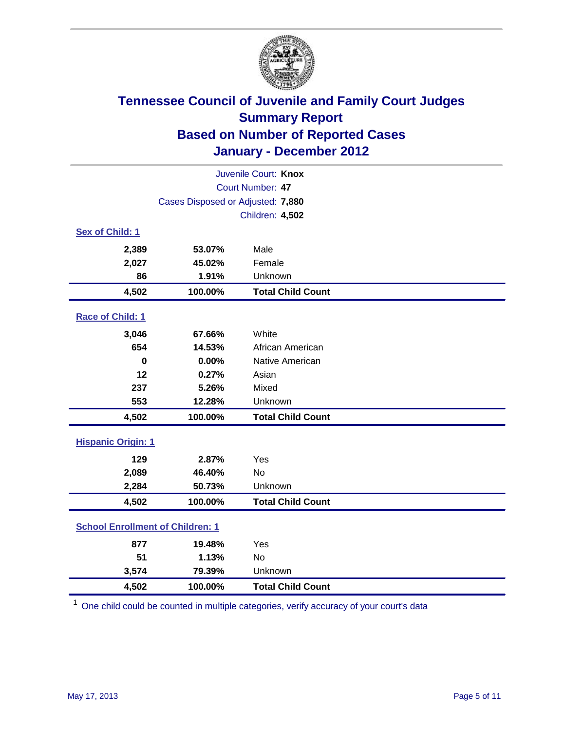# Tennessee Council of Juvenile and Family Court Judges
## Summary Report
## Based on Number of Reported Cases
## January - December 2012

Juvenile Court: **Knox**
Court Number: **47**
Cases Disposed or Adjusted: **7,880**
Children: **4,502**

### Sex of Child: 1

| | | |
|---|---|---|
| **2,389** | **53.07%** | Male |
| **2,027** | **45.02%** | Female |
| **86** | **1.91%** | Unknown |
| **4,502** | **100.00%** | **Total Child Count** |

### Race of Child: 1

| | | |
|---|---|---|
| **3,046** | **67.66%** | White |
| **654** | **14.53%** | African American |
| **0** | **0.00%** | Native American |
| **12** | **0.27%** | Asian |
| **237** | **5.26%** | Mixed |
| **553** | **12.28%** | Unknown |
| **4,502** | **100.00%** | **Total Child Count** |

### Hispanic Origin: 1

| | | |
|---|---|---|
| **129** | **2.87%** | Yes |
| **2,089** | **46.40%** | No |
| **2,284** | **50.73%** | Unknown |
| **4,502** | **100.00%** | **Total Child Count** |

### School Enrollment of Children: 1

| | | |
|---|---|---|
| **877** | **19.48%** | Yes |
| **51** | **1.13%** | No |
| **3,574** | **79.39%** | Unknown |
| **4,502** | **100.00%** | **Total Child Count** |

[1] One child could be counted in multiple categories, verify accuracy of your court's data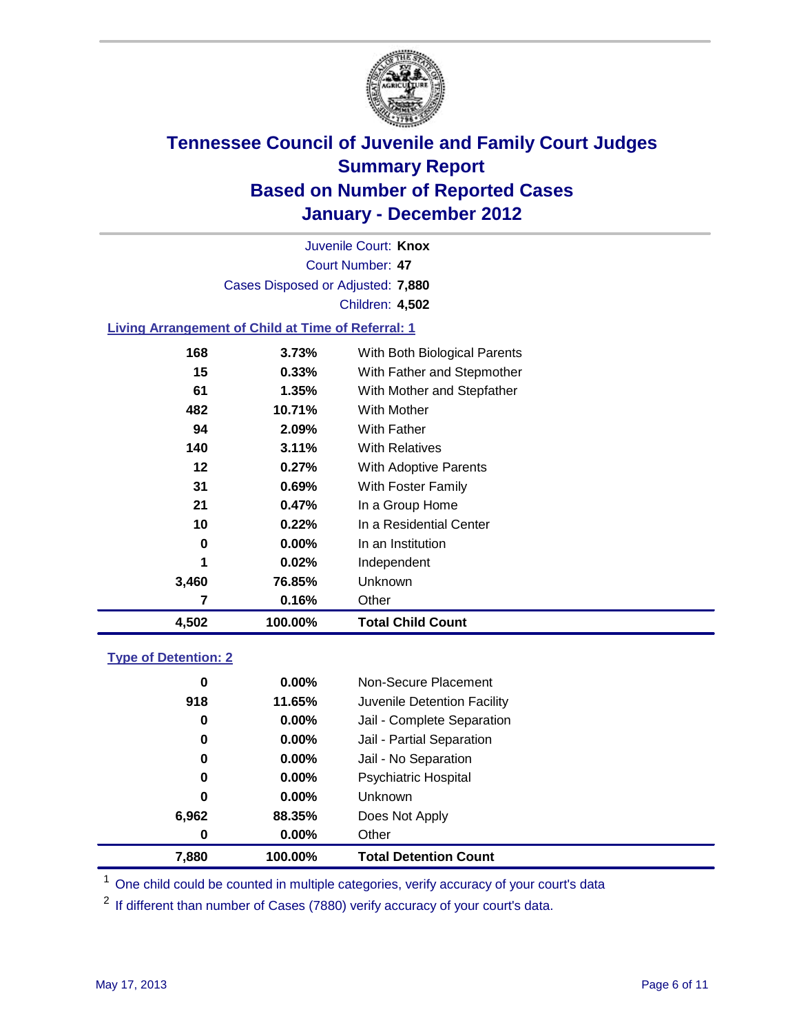# Tennessee Council of Juvenile and Family Court Judges
## Summary Report
## Based on Number of Reported Cases
## January - December 2012

Juvenile Court: **Knox**
Court Number: **47**
Cases Disposed or Adjusted: **7,880**
Children: **4,502**

### Living Arrangement of Child at Time of Referral: 1

| Count | Percent | Category |
|---|---|---|
| 168 | 3.73% | With Both Biological Parents |
| 15 | 0.33% | With Father and Stepmother |
| 61 | 1.35% | With Mother and Stepfather |
| 482 | 10.71% | With Mother |
| 94 | 2.09% | With Father |
| 140 | 3.11% | With Relatives |
| 12 | 0.27% | With Adoptive Parents |
| 31 | 0.69% | With Foster Family |
| 21 | 0.47% | In a Group Home |
| 10 | 0.22% | In a Residential Center |
| 0 | 0.00% | In an Institution |
| 1 | 0.02% | Independent |
| 3,460 | 76.85% | Unknown |
| 7 | 0.16% | Other |
| **4,502** | **100.00%** | **Total Child Count** |

### Type of Detention: 2

| Count | Percent | Category |
|---|---|---|
| 0 | 0.00% | Non-Secure Placement |
| 918 | 11.65% | Juvenile Detention Facility |
| 0 | 0.00% | Jail - Complete Separation |
| 0 | 0.00% | Jail - Partial Separation |
| 0 | 0.00% | Jail - No Separation |
| 0 | 0.00% | Psychiatric Hospital |
| 0 | 0.00% | Unknown |
| 6,962 | 88.35% | Does Not Apply |
| 0 | 0.00% | Other |
| **7,880** | **100.00%** | **Total Detention Count** |

[1] One child could be counted in multiple categories, verify accuracy of your court's data

[2] If different than number of Cases (7880) verify accuracy of your court's data.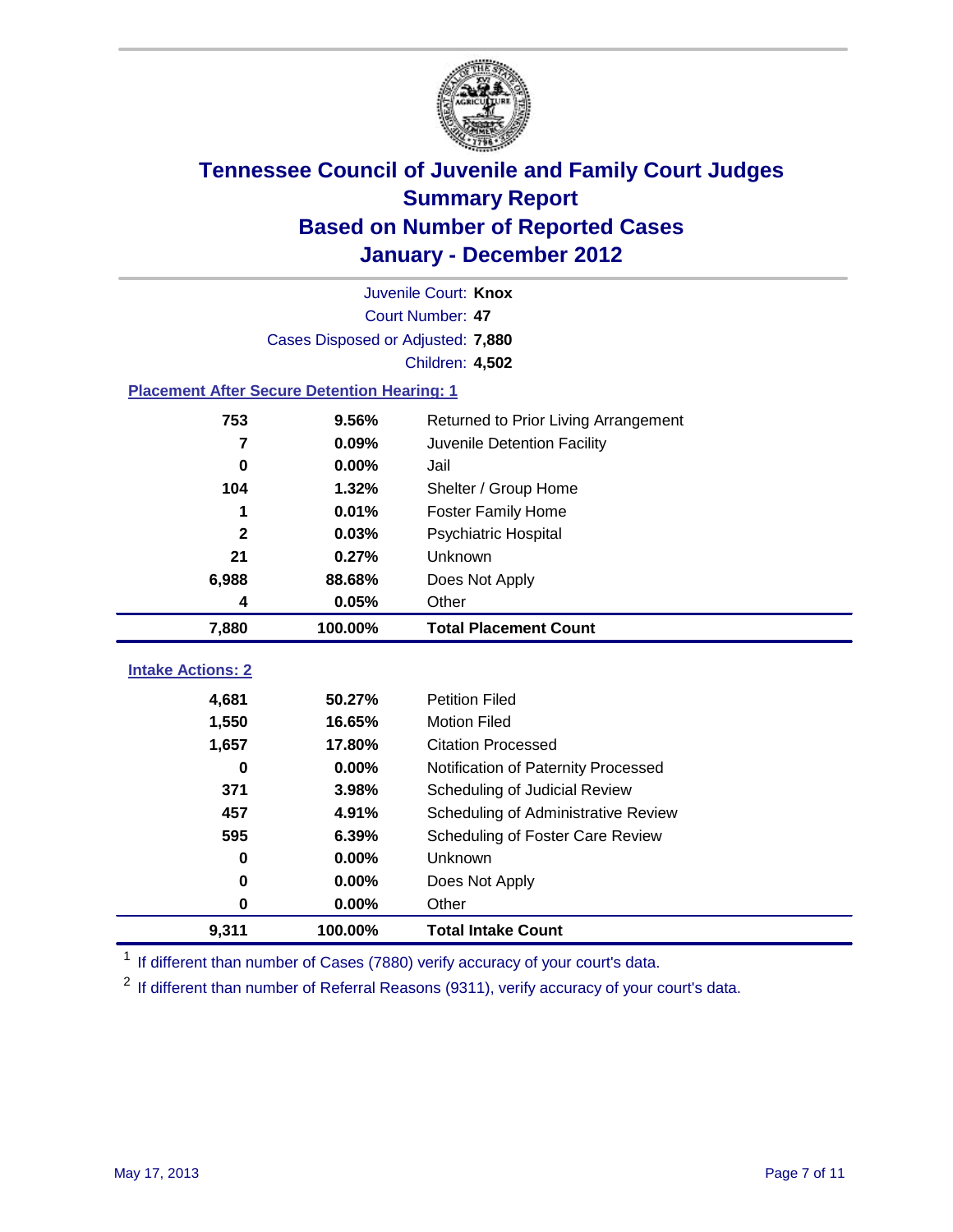# Tennessee Council of Juvenile and Family Court Judges
## Summary Report
## Based on Number of Reported Cases
## January - December 2012

Juvenile Court: **Knox**
Court Number: **47**
Cases Disposed or Adjusted: **7,880**
Children: **4,502**

### Placement After Secure Detention Hearing: 1

| | | |
|---|---|---|
| 753 | 9.56% | Returned to Prior Living Arrangement |
| 7 | 0.09% | Juvenile Detention Facility |
| 0 | 0.00% | Jail |
| 104 | 1.32% | Shelter / Group Home |
| 1 | 0.01% | Foster Family Home |
| 2 | 0.03% | Psychiatric Hospital |
| 21 | 0.27% | Unknown |
| 6,988 | 88.68% | Does Not Apply |
| 4 | 0.05% | Other |
| **7,880** | **100.00%** | **Total Placement Count** |

### Intake Actions: 2

| | | |
|---|---|---|
| 4,681 | 50.27% | Petition Filed |
| 1,550 | 16.65% | Motion Filed |
| 1,657 | 17.80% | Citation Processed |
| 0 | 0.00% | Notification of Paternity Processed |
| 371 | 3.98% | Scheduling of Judicial Review |
| 457 | 4.91% | Scheduling of Administrative Review |
| 595 | 6.39% | Scheduling of Foster Care Review |
| 0 | 0.00% | Unknown |
| 0 | 0.00% | Does Not Apply |
| 0 | 0.00% | Other |
| **9,311** | **100.00%** | **Total Intake Count** |

[1] If different than number of Cases (7880) verify accuracy of your court's data.

[2] If different than number of Referral Reasons (9311), verify accuracy of your court's data.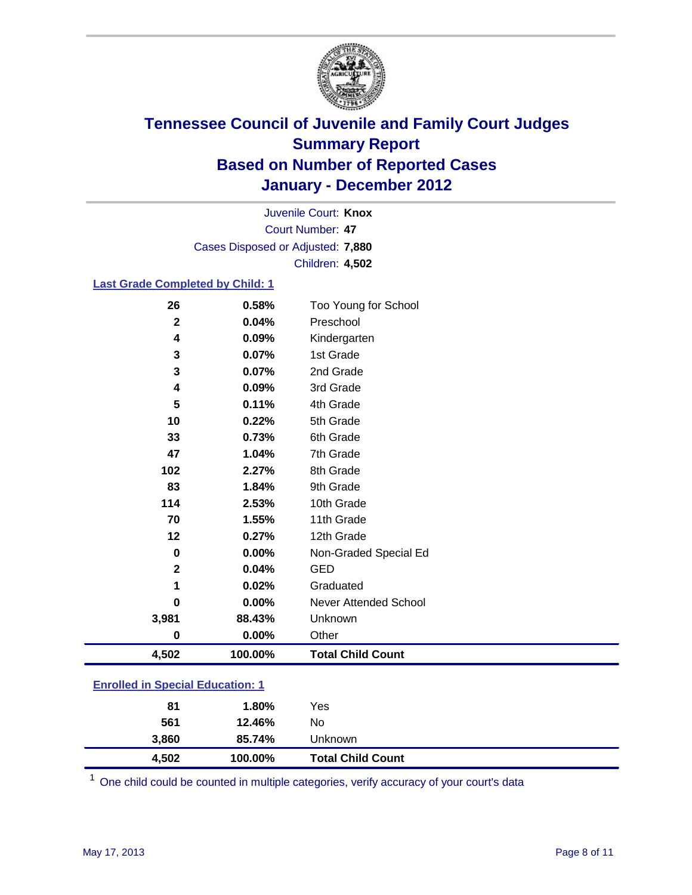# Tennessee Council of Juvenile and Family Court Judges
## Summary Report
## Based on Number of Reported Cases
## January - December 2012

Juvenile Court: **Knox**
Court Number: **47**
Cases Disposed or Adjusted: **7,880**
Children: **4,502**

### Last Grade Completed by Child: 1

| | | |
|---|---|---|
| 26 | 0.58% | Too Young for School |
| 2 | 0.04% | Preschool |
| 4 | 0.09% | Kindergarten |
| 3 | 0.07% | 1st Grade |
| 3 | 0.07% | 2nd Grade |
| 4 | 0.09% | 3rd Grade |
| 5 | 0.11% | 4th Grade |
| 10 | 0.22% | 5th Grade |
| 33 | 0.73% | 6th Grade |
| 47 | 1.04% | 7th Grade |
| 102 | 2.27% | 8th Grade |
| 83 | 1.84% | 9th Grade |
| 114 | 2.53% | 10th Grade |
| 70 | 1.55% | 11th Grade |
| 12 | 0.27% | 12th Grade |
| 0 | 0.00% | Non-Graded Special Ed |
| 2 | 0.04% | GED |
| 1 | 0.02% | Graduated |
| 0 | 0.00% | Never Attended School |
| 3,981 | 88.43% | Unknown |
| 0 | 0.00% | Other |
| **4,502** | **100.00%** | **Total Child Count** |

### Enrolled in Special Education: 1

| | | |
|---|---|---|
| 81 | 1.80% | Yes |
| 561 | 12.46% | No |
| 3,860 | 85.74% | Unknown |
| **4,502** | **100.00%** | **Total Child Count** |

[1] One child could be counted in multiple categories, verify accuracy of your court's data

May 17, 2013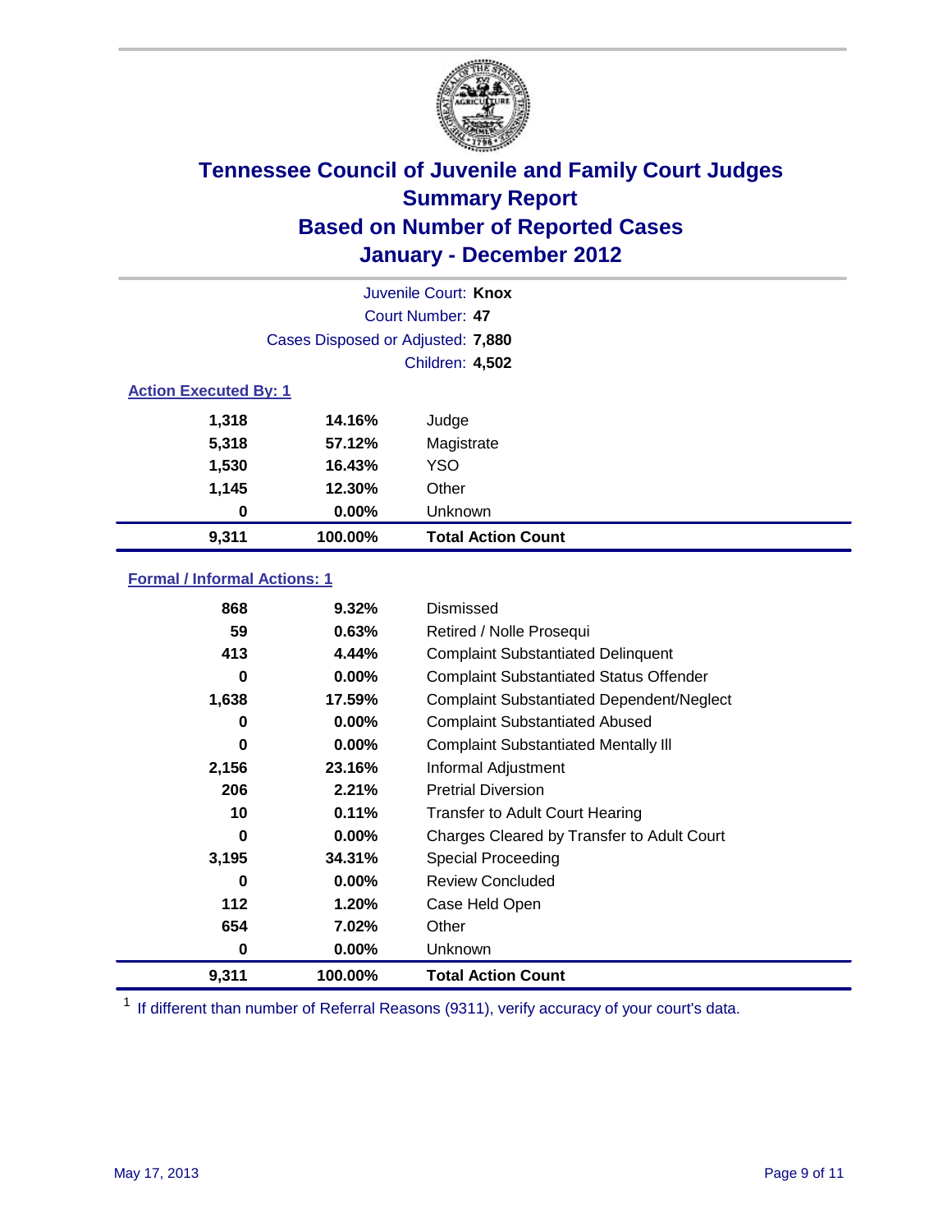# Tennessee Council of Juvenile and Family Court Judges
## Summary Report
## Based on Number of Reported Cases
## January - December 2012

Juvenile Court: **Knox**

Court Number: **47**

Cases Disposed or Adjusted: **7,880**

Children: **4,502**

### Action Executed By: 1

| | | |
|---|---|---|
| 1,318 | 14.16% | Judge |
| 5,318 | 57.12% | Magistrate |
| 1,530 | 16.43% | YSO |
| 1,145 | 12.30% | Other |
| 0 | 0.00% | Unknown |
| **9,311** | **100.00%** | **Total Action Count** |

### Formal / Informal Actions: 1

| | | |
|---|---|---|
| 868 | 9.32% | Dismissed |
| 59 | 0.63% | Retired / Nolle Prosequi |
| 413 | 4.44% | Complaint Substantiated Delinquent |
| 0 | 0.00% | Complaint Substantiated Status Offender |
| 1,638 | 17.59% | Complaint Substantiated Dependent/Neglect |
| 0 | 0.00% | Complaint Substantiated Abused |
| 0 | 0.00% | Complaint Substantiated Mentally Ill |
| 2,156 | 23.16% | Informal Adjustment |
| 206 | 2.21% | Pretrial Diversion |
| 10 | 0.11% | Transfer to Adult Court Hearing |
| 0 | 0.00% | Charges Cleared by Transfer to Adult Court |
| 3,195 | 34.31% | Special Proceeding |
| 0 | 0.00% | Review Concluded |
| 112 | 1.20% | Case Held Open |
| 654 | 7.02% | Other |
| 0 | 0.00% | Unknown |
| **9,311** | **100.00%** | **Total Action Count** |

[1] If different than number of Referral Reasons (9311), verify accuracy of your court's data.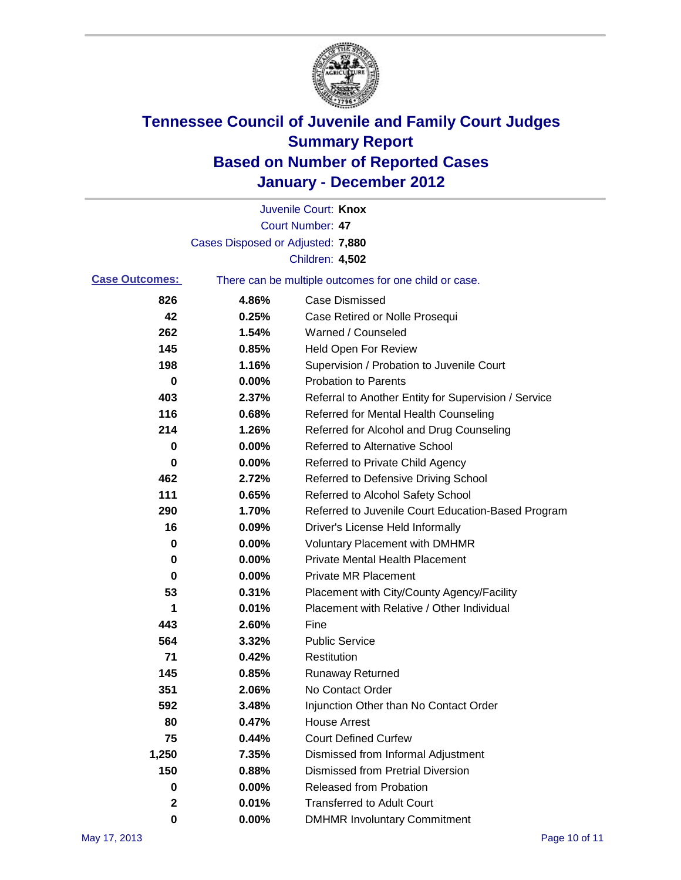# Tennessee Council of Juvenile and Family Court Judges
## Summary Report
## Based on Number of Reported Cases
## January - December 2012

Juvenile Court: **Knox**

Court Number: **47**

Cases Disposed or Adjusted: **7,880**

Children: **4,502**

**Case Outcomes:** There can be multiple outcomes for one child or case.

| | | |
|---|---|---|
| 826 | 4.86% | Case Dismissed |
| 42 | 0.25% | Case Retired or Nolle Prosequi |
| 262 | 1.54% | Warned / Counseled |
| 145 | 0.85% | Held Open For Review |
| 198 | 1.16% | Supervision / Probation to Juvenile Court |
| 0 | 0.00% | Probation to Parents |
| 403 | 2.37% | Referral to Another Entity for Supervision / Service |
| 116 | 0.68% | Referred for Mental Health Counseling |
| 214 | 1.26% | Referred for Alcohol and Drug Counseling |
| 0 | 0.00% | Referred to Alternative School |
| 0 | 0.00% | Referred to Private Child Agency |
| 462 | 2.72% | Referred to Defensive Driving School |
| 111 | 0.65% | Referred to Alcohol Safety School |
| 290 | 1.70% | Referred to Juvenile Court Education-Based Program |
| 16 | 0.09% | Driver's License Held Informally |
| 0 | 0.00% | Voluntary Placement with DMHMR |
| 0 | 0.00% | Private Mental Health Placement |
| 0 | 0.00% | Private MR Placement |
| 53 | 0.31% | Placement with City/County Agency/Facility |
| 1 | 0.01% | Placement with Relative / Other Individual |
| 443 | 2.60% | Fine |
| 564 | 3.32% | Public Service |
| 71 | 0.42% | Restitution |
| 145 | 0.85% | Runaway Returned |
| 351 | 2.06% | No Contact Order |
| 592 | 3.48% | Injunction Other than No Contact Order |
| 80 | 0.47% | House Arrest |
| 75 | 0.44% | Court Defined Curfew |
| 1,250 | 7.35% | Dismissed from Informal Adjustment |
| 150 | 0.88% | Dismissed from Pretrial Diversion |
| 0 | 0.00% | Released from Probation |
| 2 | 0.01% | Transferred to Adult Court |
| 0 | 0.00% | DMHMR Involuntary Commitment |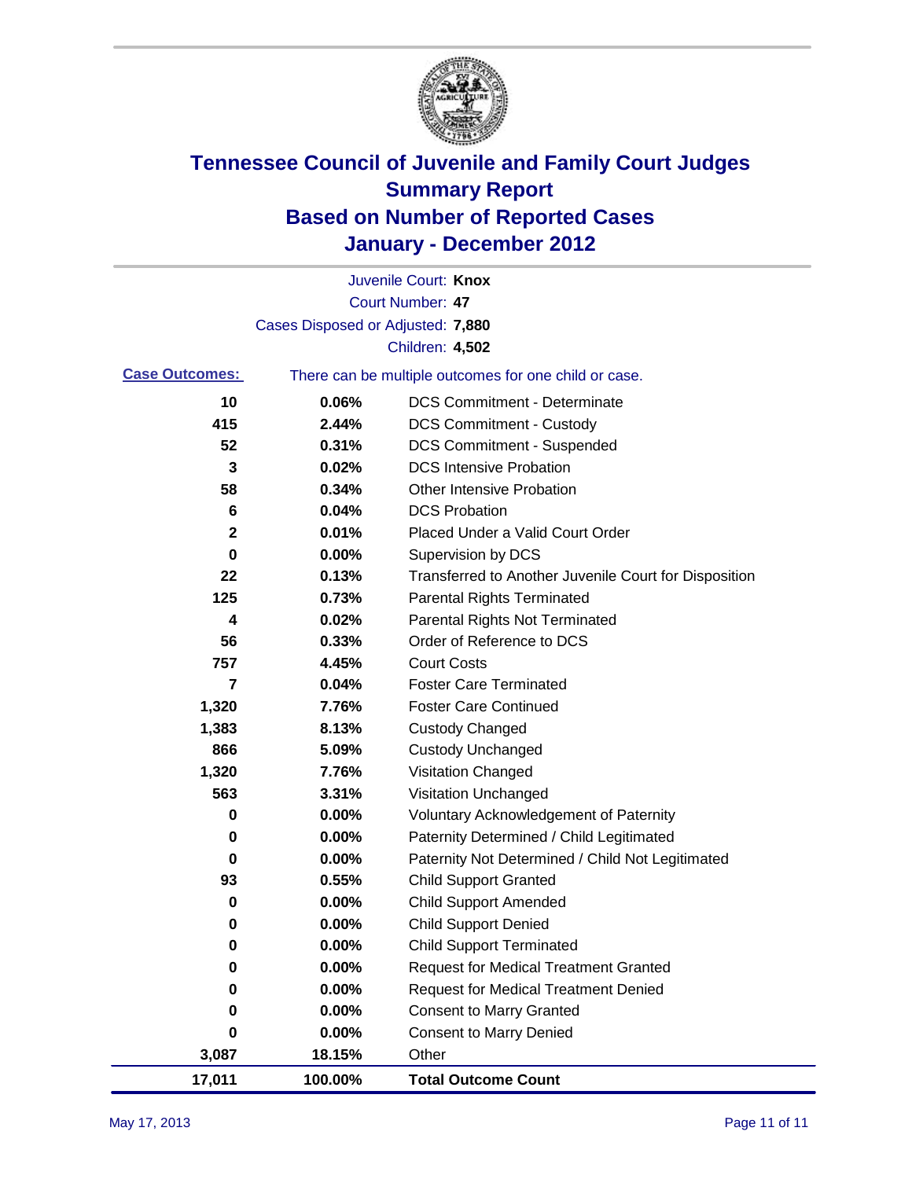# Tennessee Council of Juvenile and Family Court Judges
# Summary Report
# Based on Number of Reported Cases
# January - December 2012

Juvenile Court: **Knox**

Court Number: **47**

Cases Disposed or Adjusted: **7,880**

Children: **4,502**

| Case Outcomes: | There can be multiple outcomes for one child or case. | |
|---|---|---|
| 10 | 0.06% | DCS Commitment - Determinate |
| 415 | 2.44% | DCS Commitment - Custody |
| 52 | 0.31% | DCS Commitment - Suspended |
| 3 | 0.02% | DCS Intensive Probation |
| 58 | 0.34% | Other Intensive Probation |
| 6 | 0.04% | DCS Probation |
| 2 | 0.01% | Placed Under a Valid Court Order |
| 0 | 0.00% | Supervision by DCS |
| 22 | 0.13% | Transferred to Another Juvenile Court for Disposition |
| 125 | 0.73% | Parental Rights Terminated |
| 4 | 0.02% | Parental Rights Not Terminated |
| 56 | 0.33% | Order of Reference to DCS |
| 757 | 4.45% | Court Costs |
| 7 | 0.04% | Foster Care Terminated |
| 1,320 | 7.76% | Foster Care Continued |
| 1,383 | 8.13% | Custody Changed |
| 866 | 5.09% | Custody Unchanged |
| 1,320 | 7.76% | Visitation Changed |
| 563 | 3.31% | Visitation Unchanged |
| 0 | 0.00% | Voluntary Acknowledgement of Paternity |
| 0 | 0.00% | Paternity Determined / Child Legitimated |
| 0 | 0.00% | Paternity Not Determined / Child Not Legitimated |
| 93 | 0.55% | Child Support Granted |
| 0 | 0.00% | Child Support Amended |
| 0 | 0.00% | Child Support Denied |
| 0 | 0.00% | Child Support Terminated |
| 0 | 0.00% | Request for Medical Treatment Granted |
| 0 | 0.00% | Request for Medical Treatment Denied |
| 0 | 0.00% | Consent to Marry Granted |
| 0 | 0.00% | Consent to Marry Denied |
| 3,087 | 18.15% | Other |
| **17,011** | **100.00%** | **Total Outcome Count** |